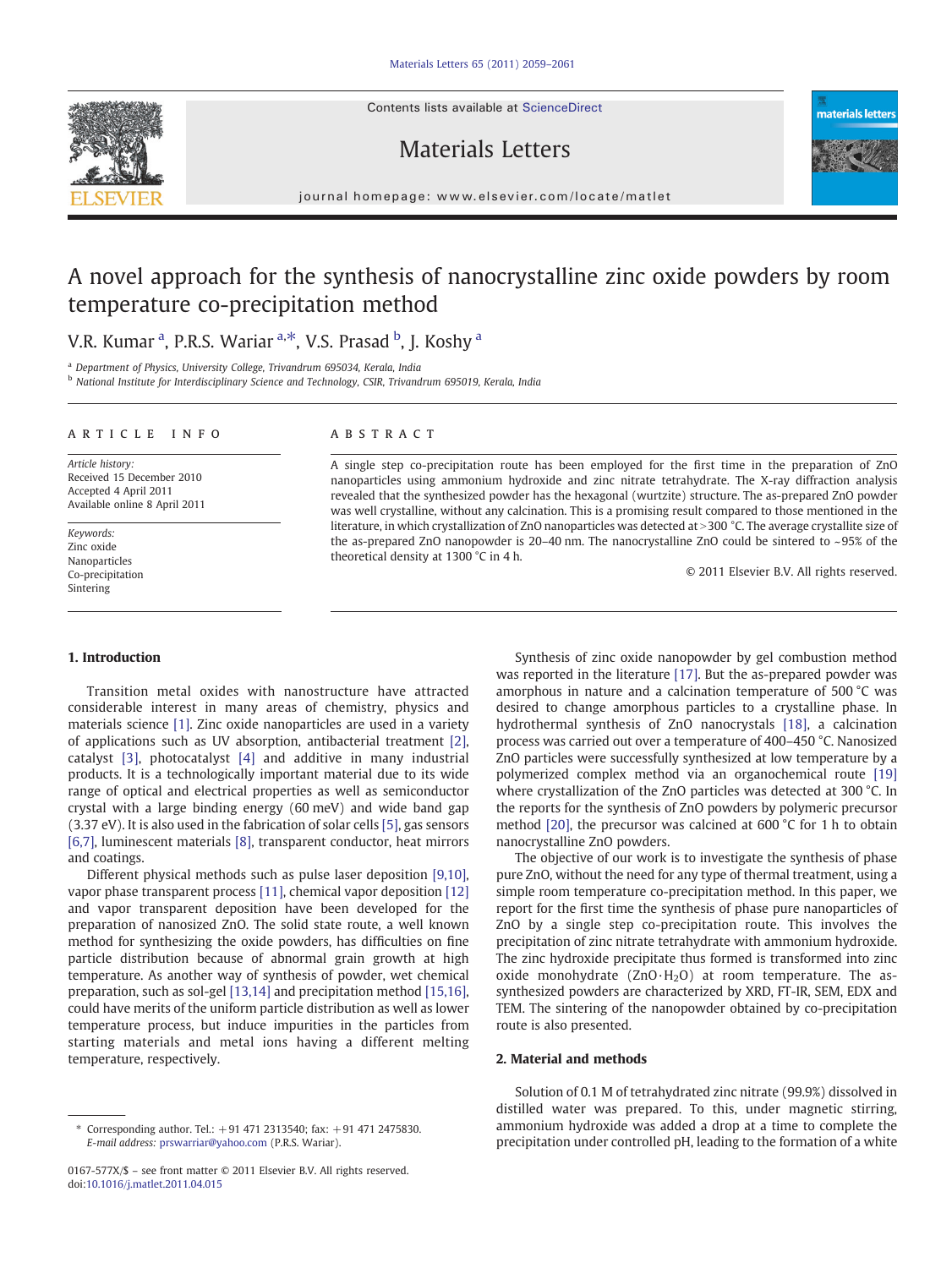# A novel approach for the synthesis of nanocrystalline zinc oxide powders by room temperature co-precipitation method

V.R. Kumar [a], P.R.S. Wariar [a,*], V.S. Prasad [b], J. Koshy [a]

[a] Department of Physics, University College, Trivandrum 695034, Kerala, India
[b] National Institute for Interdisciplinary Science and Technology, CSIR, Trivandrum 695019, Kerala, India

## ARTICLE INFO

*Article history:*
Received 15 December 2010
Accepted 4 April 2011
Available online 8 April 2011

*Keywords:*
Zinc oxide
Nanoparticles
Co-precipitation
Sintering

## ABSTRACT

A single step co-precipitation route has been employed for the first time in the preparation of ZnO nanoparticles using ammonium hydroxide and zinc nitrate tetrahydrate. The X-ray diffraction analysis revealed that the synthesized powder has the hexagonal (wurtzite) structure. The as-prepared ZnO powder was well crystalline, without any calcination. This is a promising result compared to those mentioned in the literature, in which crystallization of ZnO nanoparticles was detected at >300 °C. The average crystallite size of the as-prepared ZnO nanopowder is 20–40 nm. The nanocrystalline ZnO could be sintered to ~95% of the theoretical density at 1300 °C in 4 h.

© 2011 Elsevier B.V. All rights reserved.

## 1. Introduction

Transition metal oxides with nanostructure have attracted considerable interest in many areas of chemistry, physics and materials science [1]. Zinc oxide nanoparticles are used in a variety of applications such as UV absorption, antibacterial treatment [2], catalyst [3], photocatalyst [4] and additive in many industrial products. It is a technologically important material due to its wide range of optical and electrical properties as well as semiconductor crystal with a large binding energy (60 meV) and wide band gap (3.37 eV). It is also used in the fabrication of solar cells [5], gas sensors [6,7], luminescent materials [8], transparent conductor, heat mirrors and coatings.

Different physical methods such as pulse laser deposition [9,10], vapor phase transparent process [11], chemical vapor deposition [12] and vapor transparent deposition have been developed for the preparation of nanosized ZnO. The solid state route, a well known method for synthesizing the oxide powders, has difficulties on fine particle distribution because of abnormal grain growth at high temperature. As another way of synthesis of powder, wet chemical preparation, such as sol-gel [13,14] and precipitation method [15,16], could have merits of the uniform particle distribution as well as lower temperature process, but induce impurities in the particles from starting materials and metal ions having a different melting temperature, respectively.

Synthesis of zinc oxide nanopowder by gel combustion method was reported in the literature [17]. But the as-prepared powder was amorphous in nature and a calcination temperature of 500 °C was desired to change amorphous particles to a crystalline phase. In hydrothermal synthesis of ZnO nanocrystals [18], a calcination process was carried out over a temperature of 400–450 °C. Nanosized ZnO particles were successfully synthesized at low temperature by a polymerized complex method via an organochemical route [19] where crystallization of the ZnO particles was detected at 300 °C. In the reports for the synthesis of ZnO powders by polymeric precursor method [20], the precursor was calcined at 600 °C for 1 h to obtain nanocrystalline ZnO powders.

The objective of our work is to investigate the synthesis of phase pure ZnO, without the need for any type of thermal treatment, using a simple room temperature co-precipitation method. In this paper, we report for the first time the synthesis of phase pure nanoparticles of ZnO by a single step co-precipitation route. This involves the precipitation of zinc nitrate tetrahydrate with ammonium hydroxide. The zinc hydroxide precipitate thus formed is transformed into zinc oxide monohydrate ($ZnO \cdot H_2O$) at room temperature. The as-synthesized powders are characterized by XRD, FT-IR, SEM, EDX and TEM. The sintering of the nanopowder obtained by co-precipitation route is also presented.

## 2. Material and methods

Solution of 0.1 M of tetrahydrated zinc nitrate (99.9%) dissolved in distilled water was prepared. To this, under magnetic stirring, ammonium hydroxide was added a drop at a time to complete the precipitation under controlled pH, leading to the formation of a white

\* Corresponding author. Tel.: +91 471 2313540; fax: +91 471 2475830.
*E-mail address:* prswarriar@yahoo.com (P.R.S. Wariar).

0167-577X/$ – see front matter © 2011 Elsevier B.V. All rights reserved.
doi:10.1016/j.matlet.2011.04.015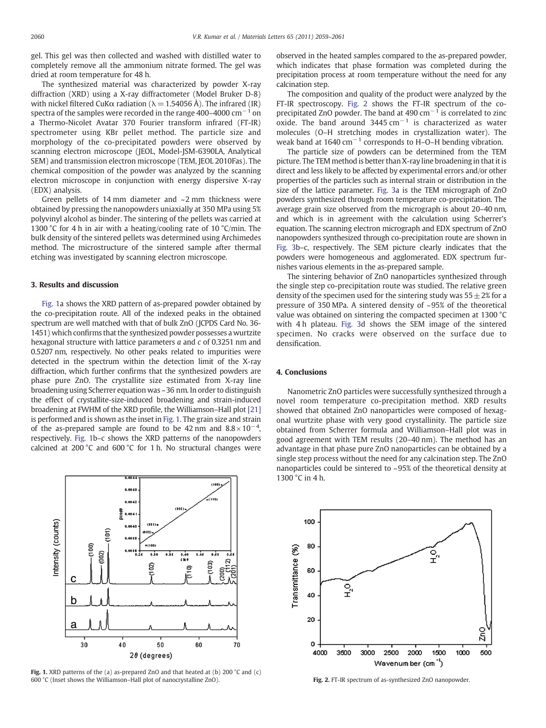gel. This gel was then collected and washed with distilled water to completely remove all the ammonium nitrate formed. The gel was dried at room temperature for 48 h.

The synthesized material was characterized by powder X-ray diffraction (XRD) using a X-ray diffractometer (Model Bruker D-8) with nickel filtered CuKα radiation ($\lambda = 1.54056$ Å). The infrared (IR) spectra of the samples were recorded in the range 400–4000 $cm^{-1}$ on a Thermo-Nicolet Avatar 370 Fourier transform infrared (FT-IR) spectrometer using KBr pellet method. The particle size and morphology of the co-precipitated powders were observed by scanning electron microscope (JEOL, Model-JSM-6390LA, Analytical SEM) and transmission electron microscope (TEM, JEOL 2010Fas). The chemical composition of the powder was analyzed by the scanning electron microscope in conjunction with energy dispersive X-ray (EDX) analysis.

Green pellets of 14 mm diameter and ~2 mm thickness were obtained by pressing the nanopowders uniaxially at 350 MPa using 5% polyvinyl alcohol as binder. The sintering of the pellets was carried at 1300 °C for 4 h in air with a heating/cooling rate of 10 °C/min. The bulk density of the sintered pellets was determined using Archimedes method. The microstructure of the sintered sample after thermal etching was investigated by scanning electron microscope.

## 3. Results and discussion

Fig. 1a shows the XRD pattern of as-prepared powder obtained by the co-precipitation route. All of the indexed peaks in the obtained spectrum are well matched with that of bulk ZnO (JCPDS Card No. 36-1451) which confirms that the synthesized powder possesses a wurtzite hexagonal structure with lattice parameters *a* and *c* of 0.3251 nm and 0.5207 nm, respectively. No other peaks related to impurities were detected in the spectrum within the detection limit of the X-ray diffraction, which further confirms that the synthesized powders are phase pure ZnO. The crystallite size estimated from X-ray line broadening using Scherrer equation was ~36 nm. In order to distinguish the effect of crystallite-size-induced broadening and strain-induced broadening at FWHM of the XRD profile, the Williamson–Hall plot [21] is performed and is shown as the inset in Fig. 1. The grain size and strain of the as-prepared sample are found to be 42 nm and $8.8 \times 10^{-4}$, respectively. Fig. 1b–c shows the XRD patterns of the nanopowders calcined at 200 °C and 600 °C for 1 h. No structural changes were observed in the heated samples compared to the as-prepared powder, which indicates that phase formation was completed during the precipitation process at room temperature without the need for any calcination step.

The composition and quality of the product were analyzed by the FT-IR spectroscopy. Fig. 2 shows the FT-IR spectrum of the co-precipitated ZnO powder. The band at 490 $cm^{-1}$ is correlated to zinc oxide. The band around 3445 $cm^{-1}$ is characterized as water molecules (O–H stretching modes in crystallization water). The weak band at 1640 $cm^{-1}$ corresponds to H–O–H bending vibration.

The particle size of powders can be determined from the TEM picture. The TEM method is better than X-ray line broadening in that it is direct and less likely to be affected by experimental errors and/or other properties of the particles such as internal strain or distribution in the size of the lattice parameter. Fig. 3a is the TEM micrograph of ZnO powders synthesized through room temperature co-precipitation. The average grain size observed from the micrograph is about 20–40 nm, and which is in agreement with the calculation using Scherrer's equation. The scanning electron micrograph and EDX spectrum of ZnO nanopowders synthesized through co-precipitation route are shown in Fig. 3b–c, respectively. The SEM picture clearly indicates that the powders were homogeneous and agglomerated. EDX spectrum furnishes various elements in the as-prepared sample.

The sintering behavior of ZnO nanoparticles synthesized through the single step co-precipitation route was studied. The relative green density of the specimen used for the sintering study was $55 \pm 2\%$ for a pressure of 350 MPa. A sintered density of ~95% of the theoretical value was obtained on sintering the compacted specimen at 1300 °C with 4 h plateau. Fig. 3d shows the SEM image of the sintered specimen. No cracks were observed on the surface due to densification.

## 4. Conclusions

Nanometric ZnO particles were successfully synthesized through a novel room temperature co-precipitation method. XRD results showed that obtained ZnO nanoparticles were composed of hexagonal wurtzite phase with very good crystallinity. The particle size obtained from Scherrer formula and Williamson–Hall plot was in good agreement with TEM results (20–40 nm). The method has an advantage in that phase pure ZnO nanoparticles can be obtained by a single step process without the need for any calcination step. The ZnO nanoparticles could be sintered to ~95% of the theoretical density at 1300 °C in 4 h.

**Fig. 1.** XRD patterns of the (a) as-prepared ZnO and that heated at (b) 200 °C and (c) 600 °C (Inset shows the Williamson–Hall plot of nanocrystalline ZnO).

**Fig. 2.** FT-IR spectrum of as-synthesized ZnO nanopowder.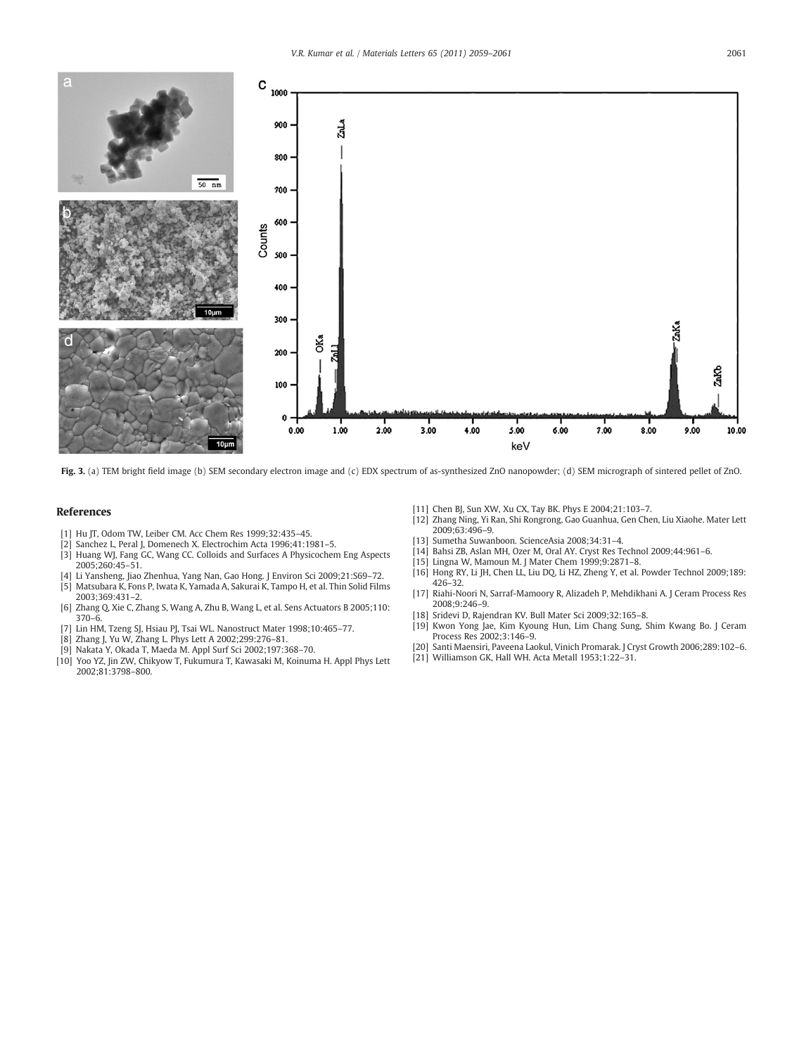a

50 nm

b

10μm

d

10μm

c

Counts

keV

0.00 1.00 2.00 3.00 4.00 5.00 6.00 7.00 8.00 9.00 10.00

0 100 200 300 400 500 600 700 800 900 1000

ZnLa

OKa

ZnL1

ZnKa

ZnKb

**Fig. 3.** (a) TEM bright field image (b) SEM secondary electron image and (c) EDX spectrum of as-synthesized ZnO nanopowder; (d) SEM micrograph of sintered pellet of ZnO.

## References

[1] Hu JT, Odom TW, Leiber CM. Acc Chem Res 1999;32:435–45.
[2] Sanchez L, Peral J, Domenech X. Electrochim Acta 1996;41:1981–5.
[3] Huang WJ, Fang GC, Wang CC. Colloids and Surfaces A Physicochem Eng Aspects 2005;260:45–51.
[4] Li Yansheng, Jiao Zhenhua, Yang Nan, Gao Hong. J Environ Sci 2009;21:S69–72.
[5] Matsubara K, Fons P, Iwata K, Yamada A, Sakurai K, Tampo H, et al. Thin Solid Films 2003;369:431–2.
[6] Zhang Q, Xie C, Zhang S, Wang A, Zhu B, Wang L, et al. Sens Actuators B 2005;110: 370–6.
[7] Lin HM, Tzeng SJ, Hsiau PJ, Tsai WL. Nanostruct Mater 1998;10:465–77.
[8] Zhang J, Yu W, Zhang L. Phys Lett A 2002;299:276–81.
[9] Nakata Y, Okada T, Maeda M. Appl Surf Sci 2002;197:368–70.
[10] Yoo YZ, Jin ZW, Chikyow T, Fukumura T, Kawasaki M, Koinuma H. Appl Phys Lett 2002;81:3798–800.
[11] Chen BJ, Sun XW, Xu CX, Tay BK. Phys E 2004;21:103–7.
[12] Zhang Ning, Yi Ran, Shi Rongrong, Gao Guanhua, Gen Chen, Liu Xiaohe. Mater Lett 2009;63:496–9.
[13] Sumetha Suwanboon. ScienceAsia 2008;34:31–4.
[14] Bahsi ZB, Aslan MH, Ozer M, Oral AY. Cryst Res Technol 2009;44:961–6.
[15] Lingna W, Mamoun M. J Mater Chem 1999;9:2871–8.
[16] Hong RY, Li JH, Chen LL, Liu DQ, Li HZ, Zheng Y, et al. Powder Technol 2009;189: 426–32.
[17] Riahi-Noori N, Sarraf-Mamoory R, Alizadeh P, Mehdikhani A. J Ceram Process Res 2008;9:246–9.
[18] Sridevi D, Rajendran KV. Bull Mater Sci 2009;32:165–8.
[19] Kwon Yong Jae, Kim Kyoung Hun, Lim Chang Sung, Shim Kwang Bo. J Ceram Process Res 2002;3:146–9.
[20] Santi Maensiri, Paveena Laokul, Vinich Promarak. J Cryst Growth 2006;289:102–6.
[21] Williamson GK, Hall WH. Acta Metall 1953;1:22–31.